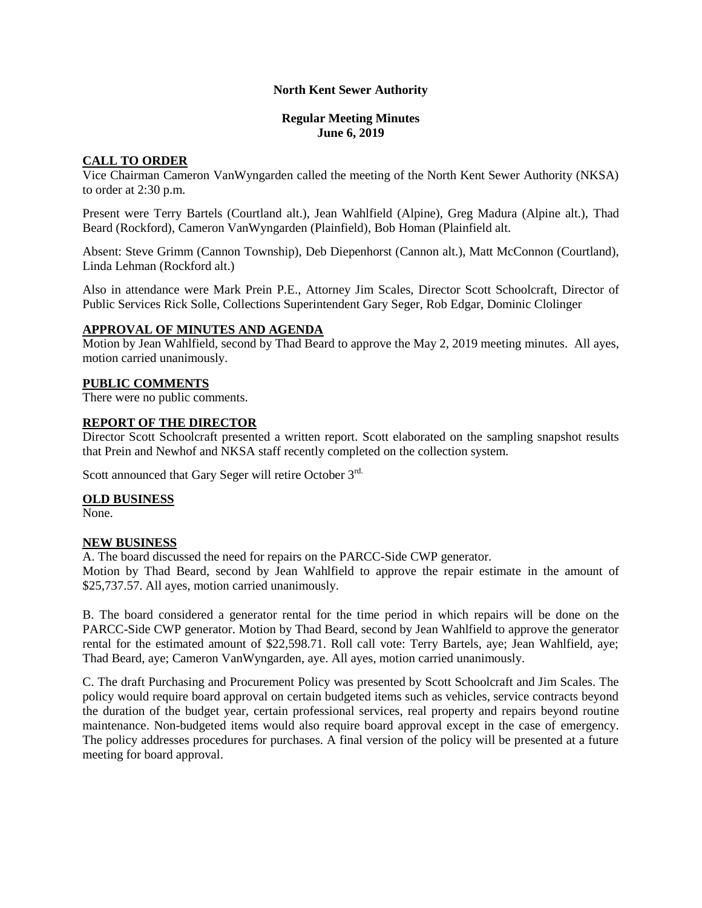**North Kent Sewer Authority**

**Regular Meeting Minutes**
**June 6, 2019**

## CALL TO ORDER

Vice Chairman Cameron VanWyngarden called the meeting of the North Kent Sewer Authority (NKSA) to order at 2:30 p.m.

Present were Terry Bartels (Courtland alt.), Jean Wahlfield (Alpine), Greg Madura (Alpine alt.), Thad Beard (Rockford), Cameron VanWyngarden (Plainfield), Bob Homan (Plainfield alt.

Absent: Steve Grimm (Cannon Township), Deb Diepenhorst (Cannon alt.), Matt McConnon (Courtland), Linda Lehman (Rockford alt.)

Also in attendance were Mark Prein P.E., Attorney Jim Scales, Director Scott Schoolcraft, Director of Public Services Rick Solle, Collections Superintendent Gary Seger, Rob Edgar, Dominic Clolinger

## APPROVAL OF MINUTES AND AGENDA

Motion by Jean Wahlfield, second by Thad Beard to approve the May 2, 2019 meeting minutes. All ayes, motion carried unanimously.

## PUBLIC COMMENTS

There were no public comments.

## REPORT OF THE DIRECTOR

Director Scott Schoolcraft presented a written report. Scott elaborated on the sampling snapshot results that Prein and Newhof and NKSA staff recently completed on the collection system.

Scott announced that Gary Seger will retire October 3rd.

## OLD BUSINESS

None.

## NEW BUSINESS

A. The board discussed the need for repairs on the PARCC-Side CWP generator.
Motion by Thad Beard, second by Jean Wahlfield to approve the repair estimate in the amount of $25,737.57. All ayes, motion carried unanimously.

B. The board considered a generator rental for the time period in which repairs will be done on the PARCC-Side CWP generator. Motion by Thad Beard, second by Jean Wahlfield to approve the generator rental for the estimated amount of $22,598.71. Roll call vote: Terry Bartels, aye; Jean Wahlfield, aye; Thad Beard, aye; Cameron VanWyngarden, aye. All ayes, motion carried unanimously.

C. The draft Purchasing and Procurement Policy was presented by Scott Schoolcraft and Jim Scales. The policy would require board approval on certain budgeted items such as vehicles, service contracts beyond the duration of the budget year, certain professional services, real property and repairs beyond routine maintenance. Non-budgeted items would also require board approval except in the case of emergency. The policy addresses procedures for purchases. A final version of the policy will be presented at a future meeting for board approval.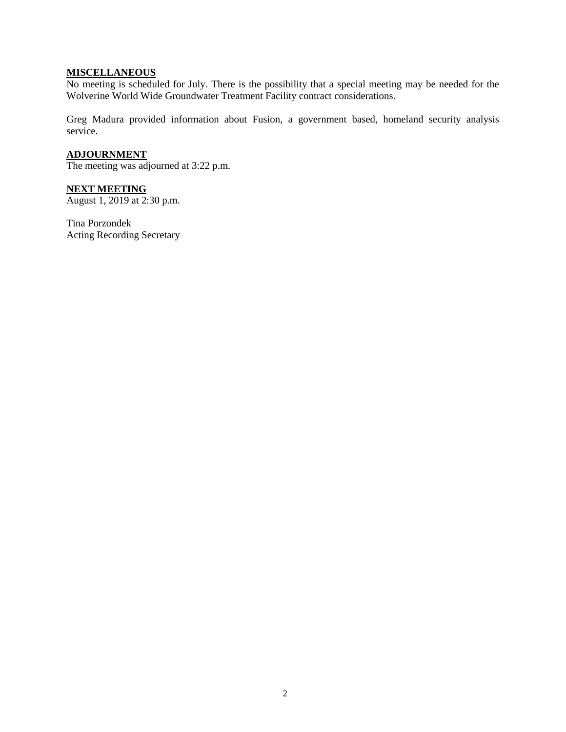**MISCELLANEOUS**

No meeting is scheduled for July. There is the possibility that a special meeting may be needed for the Wolverine World Wide Groundwater Treatment Facility contract considerations.

Greg Madura provided information about Fusion, a government based, homeland security analysis service.

**ADJOURNMENT**

The meeting was adjourned at 3:22 p.m.

**NEXT MEETING**

August 1, 2019 at 2:30 p.m.

Tina Porzondek
Acting Recording Secretary